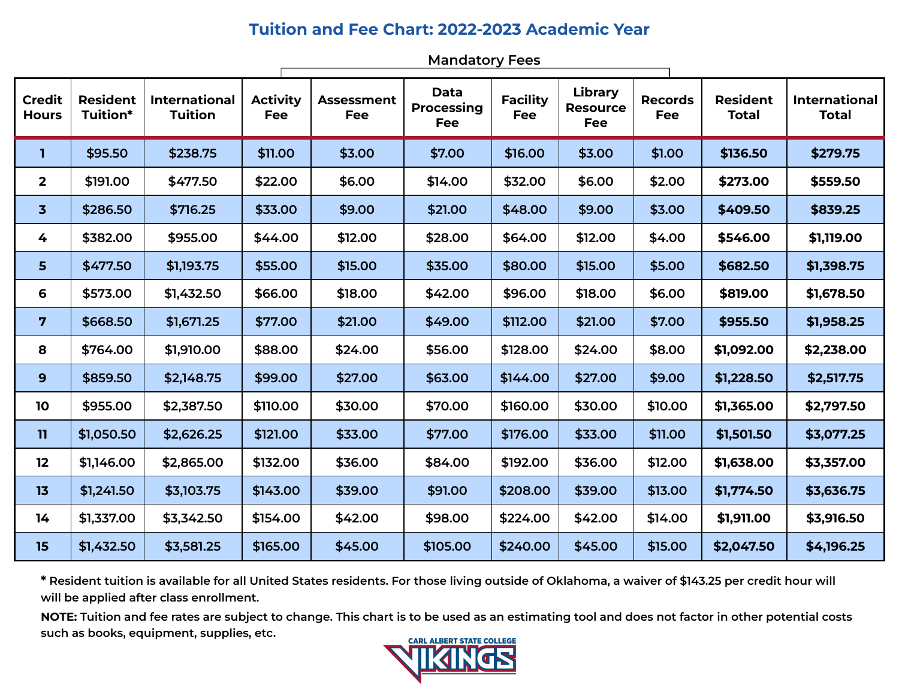# Tuition and Fee Chart: 2022-2023 Academic Year

| Credit Hours | Resident Tuition* | International Tuition | Mandatory Fees | | | | | | Resident Total | International Total |
|---|---|---|---|---|---|---|---|---|---|---|
| | | | Activity Fee | Assessment Fee | Data Processing Fee | Facility Fee | Library Resource Fee | Records Fee | | |
| 1 | $95.50 | $238.75 | $11.00 | $3.00 | $7.00 | $16.00 | $3.00 | $1.00 | **$136.50** | **$279.75** |
| 2 | $191.00 | $477.50 | $22.00 | $6.00 | $14.00 | $32.00 | $6.00 | $2.00 | **$273.00** | **$559.50** |
| 3 | $286.50 | $716.25 | $33.00 | $9.00 | $21.00 | $48.00 | $9.00 | $3.00 | **$409.50** | **$839.25** |
| 4 | $382.00 | $955.00 | $44.00 | $12.00 | $28.00 | $64.00 | $12.00 | $4.00 | **$546.00** | **$1,119.00** |
| 5 | $477.50 | $1,193.75 | $55.00 | $15.00 | $35.00 | $80.00 | $15.00 | $5.00 | **$682.50** | **$1,398.75** |
| 6 | $573.00 | $1,432.50 | $66.00 | $18.00 | $42.00 | $96.00 | $18.00 | $6.00 | **$819.00** | **$1,678.50** |
| 7 | $668.50 | $1,671.25 | $77.00 | $21.00 | $49.00 | $112.00 | $21.00 | $7.00 | **$955.50** | **$1,958.25** |
| 8 | $764.00 | $1,910.00 | $88.00 | $24.00 | $56.00 | $128.00 | $24.00 | $8.00 | **$1,092.00** | **$2,238.00** |
| 9 | $859.50 | $2,148.75 | $99.00 | $27.00 | $63.00 | $144.00 | $27.00 | $9.00 | **$1,228.50** | **$2,517.75** |
| 10 | $955.00 | $2,387.50 | $110.00 | $30.00 | $70.00 | $160.00 | $30.00 | $10.00 | **$1,365.00** | **$2,797.50** |
| 11 | $1,050.50 | $2,626.25 | $121.00 | $33.00 | $77.00 | $176.00 | $33.00 | $11.00 | **$1,501.50** | **$3,077.25** |
| 12 | $1,146.00 | $2,865.00 | $132.00 | $36.00 | $84.00 | $192.00 | $36.00 | $12.00 | **$1,638.00** | **$3,357.00** |
| 13 | $1,241.50 | $3,103.75 | $143.00 | $39.00 | $91.00 | $208.00 | $39.00 | $13.00 | **$1,774.50** | **$3,636.75** |
| 14 | $1,337.00 | $3,342.50 | $154.00 | $42.00 | $98.00 | $224.00 | $42.00 | $14.00 | **$1,911.00** | **$3,916.50** |
| 15 | $1,432.50 | $3,581.25 | $165.00 | $45.00 | $105.00 | $240.00 | $45.00 | $15.00 | **$2,047.50** | **$4,196.25** |

\* Resident tuition is available for all United States residents. For those living outside of Oklahoma, a waiver of $143.25 per credit hour will will be applied after class enrollment.

**NOTE:** Tuition and fee rates are subject to change. This chart is to be used as an estimating tool and does not factor in other potential costs such as books, equipment, supplies, etc.

CARL ALBERT STATE COLLEGE VIKINGS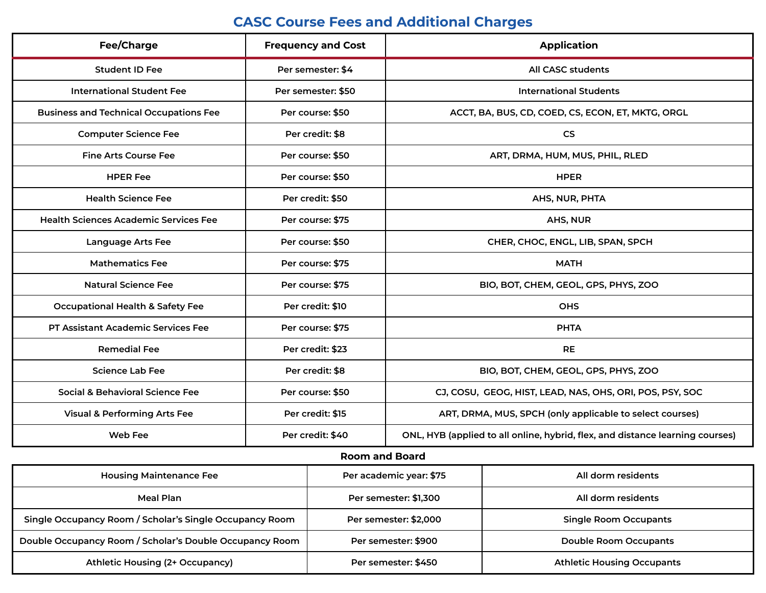## CASC Course Fees and Additional Charges

| Fee/Charge | Frequency and Cost | Application |
|---|---|---|
| Student ID Fee | Per semester: $4 | All CASC students |
| International Student Fee | Per semester: $50 | International Students |
| Business and Technical Occupations Fee | Per course: $50 | ACCT, BA, BUS, CD, COED, CS, ECON, ET, MKTG, ORGL |
| Computer Science Fee | Per credit: $8 | CS |
| Fine Arts Course Fee | Per course: $50 | ART, DRMA, HUM, MUS, PHIL, RLED |
| HPER Fee | Per course: $50 | HPER |
| Health Science Fee | Per credit: $50 | AHS, NUR, PHTA |
| Health Sciences Academic Services Fee | Per course: $75 | AHS, NUR |
| Language Arts Fee | Per course: $50 | CHER, CHOC, ENGL, LIB, SPAN, SPCH |
| Mathematics Fee | Per course: $75 | MATH |
| Natural Science Fee | Per course: $75 | BIO, BOT, CHEM, GEOL, GPS, PHYS, ZOO |
| Occupational Health & Safety Fee | Per credit: $10 | OHS |
| PT Assistant Academic Services Fee | Per course: $75 | PHTA |
| Remedial Fee | Per credit: $23 | RE |
| Science Lab Fee | Per credit: $8 | BIO, BOT, CHEM, GEOL, GPS, PHYS, ZOO |
| Social & Behavioral Science Fee | Per course: $50 | CJ, COSU, GEOG, HIST, LEAD, NAS, OHS, ORI, POS, PSY, SOC |
| Visual & Performing Arts Fee | Per credit: $15 | ART, DRMA, MUS, SPCH (only applicable to select courses) |
| Web Fee | Per credit: $40 | ONL, HYB (applied to all online, hybrid, flex, and distance learning courses) |

### Room and Board

| | | |
|---|---|---|
| Housing Maintenance Fee | Per academic year: $75 | All dorm residents |
| Meal Plan | Per semester: $1,300 | All dorm residents |
| Single Occupancy Room / Scholar's Single Occupancy Room | Per semester: $2,000 | Single Room Occupants |
| Double Occupancy Room / Scholar's Double Occupancy Room | Per semester: $900 | Double Room Occupants |
| Athletic Housing (2+ Occupancy) | Per semester: $450 | Athletic Housing Occupants |